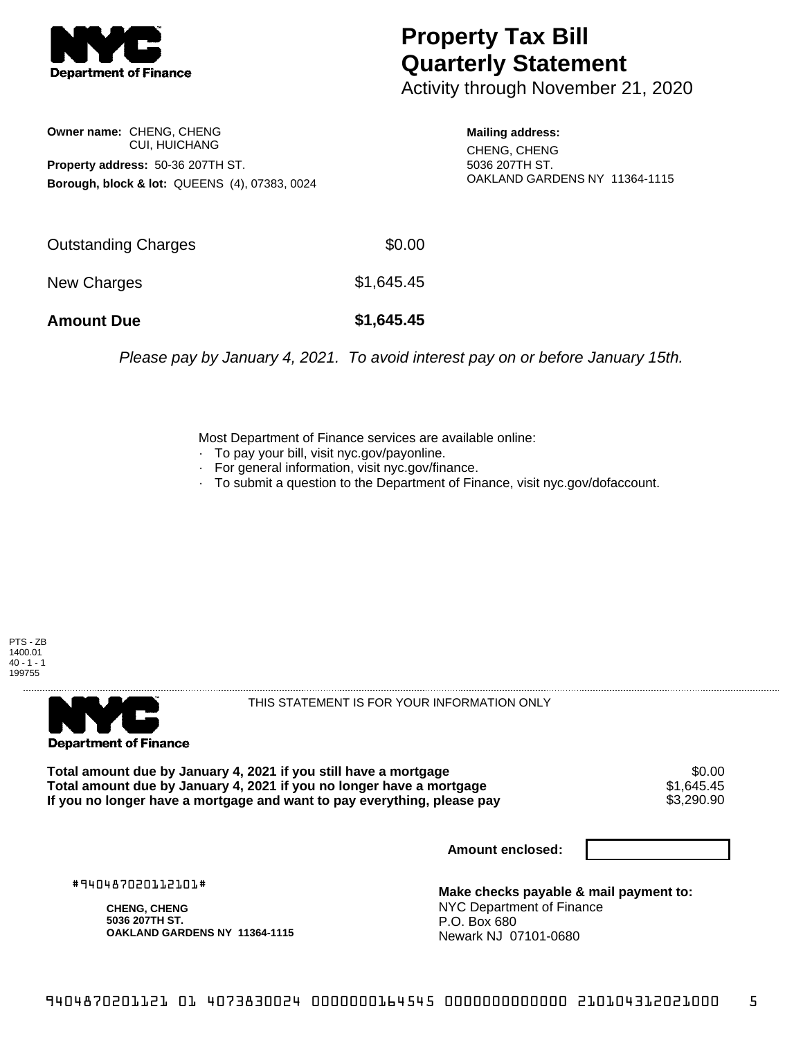NYC Department of Finance

# Property Tax Bill Quarterly Statement

Activity through November 21, 2020

**Owner name:** CHENG, CHENG
CUI, HUICHANG

**Property address:** 50-36 207TH ST.

**Borough, block & lot:** QUEENS (4), 07383, 0024

**Mailing address:**
CHENG, CHENG
5036 207TH ST.
OAKLAND GARDENS NY 11364-1115

| | |
|---|---|
| Outstanding Charges | $0.00 |
| New Charges | $1,645.45 |
| **Amount Due** | **$1,645.45** |

*Please pay by January 4, 2021. To avoid interest pay on or before January 15th.*

Most Department of Finance services are available online:
- To pay your bill, visit nyc.gov/payonline.
- For general information, visit nyc.gov/finance.
- To submit a question to the Department of Finance, visit nyc.gov/dofaccount.

PTS - ZB
1400.01
40 - 1 - 1
199755

NYC Department of Finance

THIS STATEMENT IS FOR YOUR INFORMATION ONLY

| | |
|---|---|
| **Total amount due by January 4, 2021 if you still have a mortgage** | $0.00 |
| **Total amount due by January 4, 2021 if you no longer have a mortgage** | $1,645.45 |
| **If you no longer have a mortgage and want to pay everything, please pay** | $3,290.90 |

**Amount enclosed:**

#940487020112101#

**CHENG, CHENG**
**5036 207TH ST.**
**OAKLAND GARDENS NY 11364-1115**

**Make checks payable & mail payment to:**
NYC Department of Finance
P.O. Box 680
Newark NJ 07101-0680

9404870201121 01 4073830024 0000000164545 0000000000000 210104312021000 5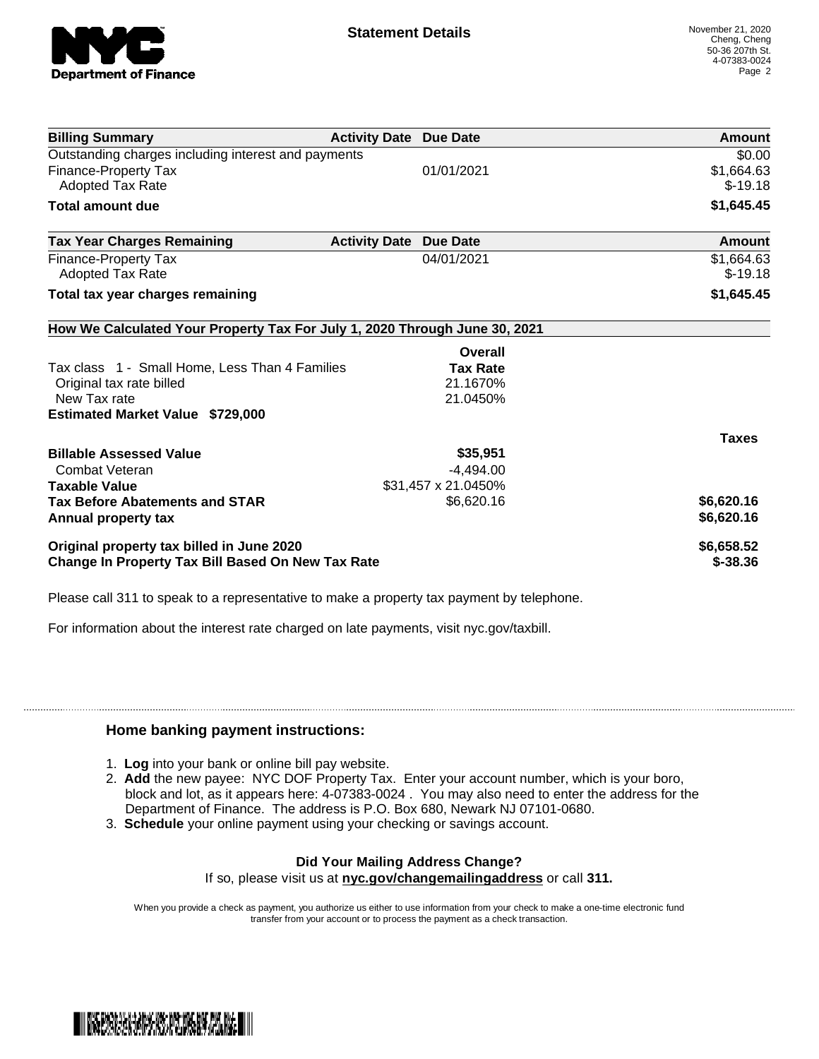## Statement Details

November 21, 2020
Cheng, Cheng
50-36 207th St.
4-07383-0024

| Billing Summary | Activity Date | Due Date | Amount |
|---|---|---|---|
| Outstanding charges including interest and payments | | | $0.00 |
| Finance-Property Tax | | 01/01/2021 | $1,664.63 |
| Adopted Tax Rate | | | $-19.18 |
| **Total amount due** | | | **$1,645.45** |

| Tax Year Charges Remaining | Activity Date | Due Date | Amount |
|---|---|---|---|
| Finance-Property Tax | | 04/01/2021 | $1,664.63 |
| Adopted Tax Rate | | | $-19.18 |
| **Total tax year charges remaining** | | | **$1,645.45** |

**How We Calculated Your Property Tax For July 1, 2020 Through June 30, 2021**

| | Overall Tax Rate | |
|---|---|---|
| Tax class 1 - Small Home, Less Than 4 Families | | |
| Original tax rate billed | 21.1670% | |
| New Tax rate | 21.0450% | |
| **Estimated Market Value $729,000** | | |
| | | **Taxes** |
| **Billable Assessed Value** | **$35,951** | |
| Combat Veteran | -4,494.00 | |
| **Taxable Value** | $31,457 x 21.0450% | |
| **Tax Before Abatements and STAR** | $6,620.16 | **$6,620.16** |
| **Annual property tax** | | **$6,620.16** |
| **Original property tax billed in June 2020** | | **$6,658.52** |
| **Change In Property Tax Bill Based On New Tax Rate** | | **$-38.36** |

Please call 311 to speak to a representative to make a property tax payment by telephone.

For information about the interest rate charged on late payments, visit nyc.gov/taxbill.

### Home banking payment instructions:

1. **Log** into your bank or online bill pay website.
2. **Add** the new payee: NYC DOF Property Tax. Enter your account number, which is your boro, block and lot, as it appears here: 4-07383-0024 . You may also need to enter the address for the Department of Finance. The address is P.O. Box 680, Newark NJ 07101-0680.
3. **Schedule** your online payment using your checking or savings account.

**Did Your Mailing Address Change?**
If so, please visit us at **nyc.gov/changemailingaddress** or call **311.**

When you provide a check as payment, you authorize us either to use information from your check to make a one-time electronic fund transfer from your account or to process the payment as a check transaction.